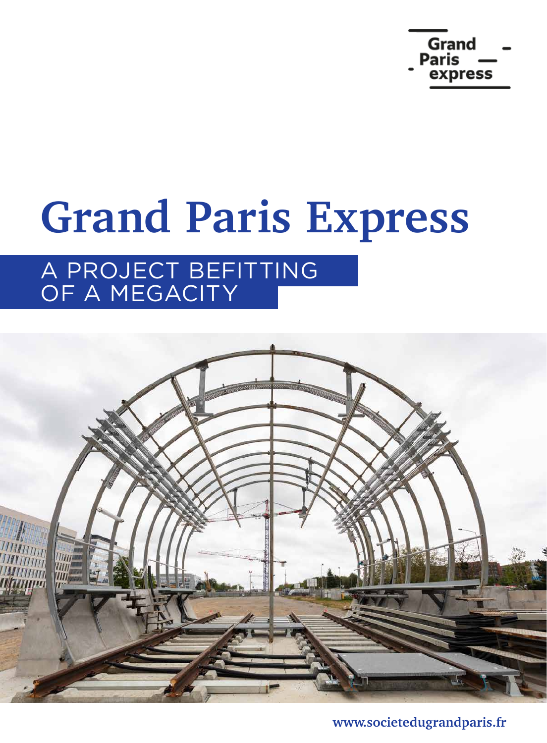Grand Paris express

# Grand Paris Express

## A PROJECT BEFITTING OF A MEGACITY

www.societedugrandparis.fr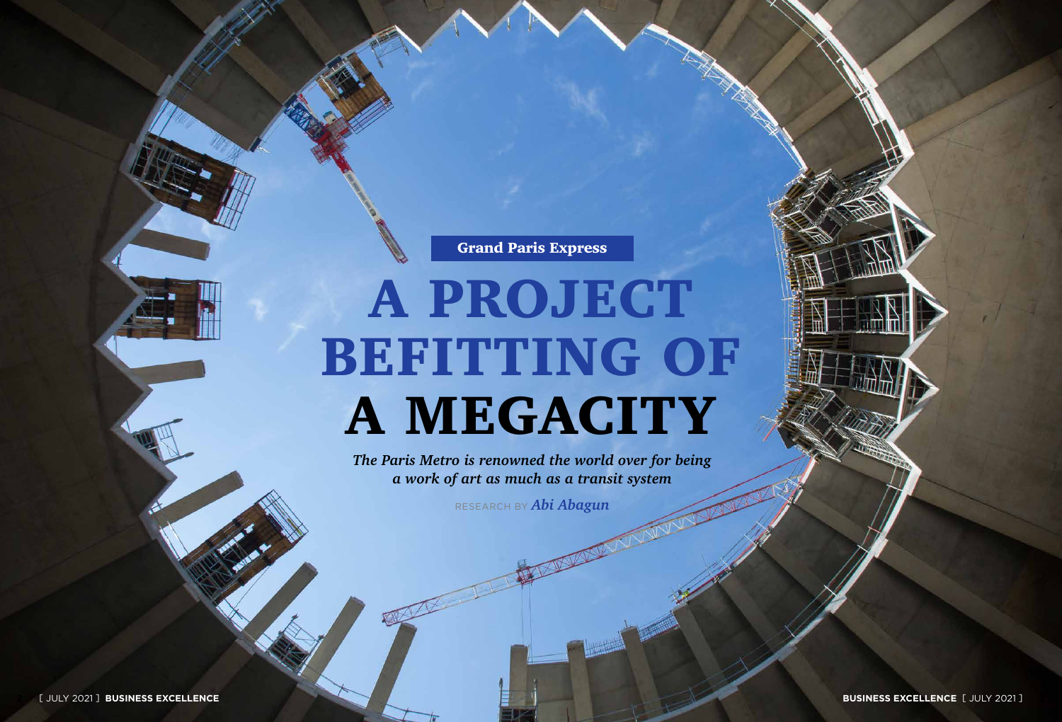**Grand Paris Express**

# A PROJECT BEFITTING OF A MEGACITY

*The Paris Metro is renowned the world over for being a work of art as much as a transit system*

RESEARCH BY *Abi Abagun*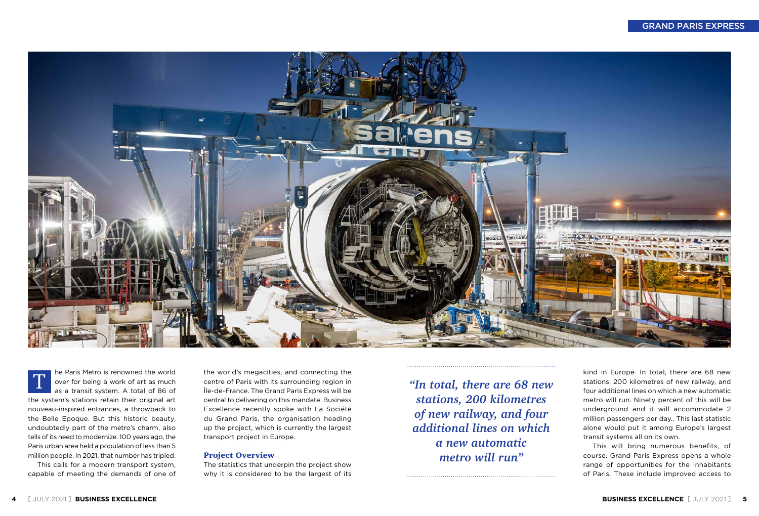The Paris Metro is renowned the world over for being a work of art as much as a transit system. A total of 86 of the system's stations retain their original art nouveau-inspired entrances, a throwback to the Belle Epoque. But this historic beauty, undoubtedly part of the metro's charm, also tells of its need to modernize. 100 years ago, the Paris urban area held a population of less than 5 million people. In 2021, that number has tripled.

This calls for a modern transport system, capable of meeting the demands of one of the world's megacities, and connecting the centre of Paris with its surrounding region in Île-de-France. The Grand Paris Express will be central to delivering on this mandate. Business Excellence recently spoke with La Société du Grand Paris, the organisation heading up the project, which is currently the largest transport project in Europe.

## Project Overview

The statistics that underpin the project show why it is considered to be the largest of its kind in Europe. In total, there are 68 new stations, 200 kilometres of new railway, and four additional lines on which a new automatic metro will run. Ninety percent of this will be underground and it will accommodate 2 million passengers per day.. This last statistic alone would put it among Europe's largest transit systems all on its own.

> *"In total, there are 68 new stations, 200 kilometres of new railway, and four additional lines on which a new automatic metro will run"*

This will bring numerous benefits, of course. Grand Paris Express opens a whole range of opportunities for the inhabitants of Paris. These include improved access to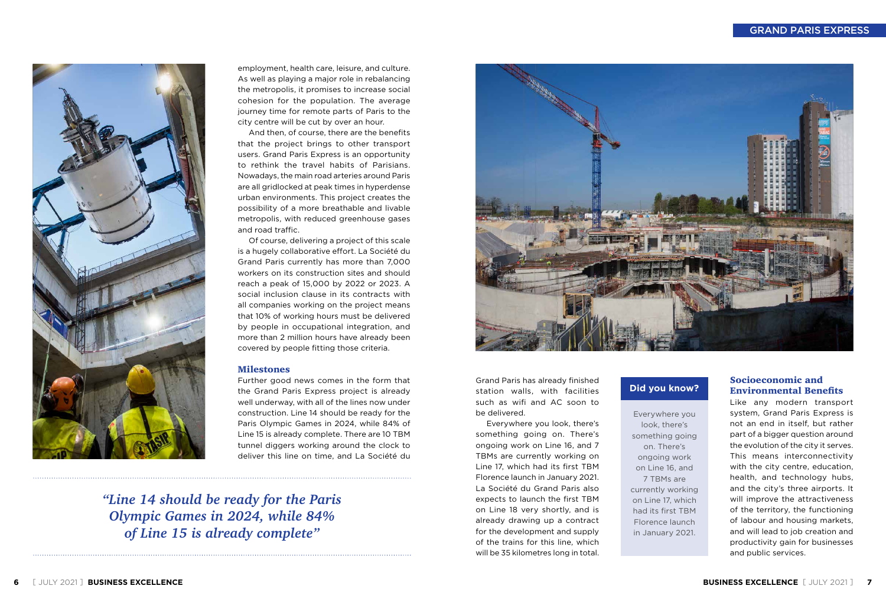employment, health care, leisure, and culture. As well as playing a major role in rebalancing the metropolis, it promises to increase social cohesion for the population. The average journey time for remote parts of Paris to the city centre will be cut by over an hour.

And then, of course, there are the benefits that the project brings to other transport users. Grand Paris Express is an opportunity to rethink the travel habits of Parisians. Nowadays, the main road arteries around Paris are all gridlocked at peak times in hyperdense urban environments. This project creates the possibility of a more breathable and livable metropolis, with reduced greenhouse gases and road traffic.

Of course, delivering a project of this scale is a hugely collaborative effort. La Société du Grand Paris currently has more than 7,000 workers on its construction sites and should reach a peak of 15,000 by 2022 or 2023. A social inclusion clause in its contracts with all companies working on the project means that 10% of working hours must be delivered by people in occupational integration, and more than 2 million hours have already been covered by people fitting those criteria.

## Milestones

Further good news comes in the form that the Grand Paris Express project is already well underway, with all of the lines now under construction. Line 14 should be ready for the Paris Olympic Games in 2024, while 84% of Line 15 is already complete. There are 10 TBM tunnel diggers working around the clock to deliver this line on time, and La Société du Grand Paris has already finished station walls, with facilities such as wifi and AC soon to be delivered.

Everywhere you look, there's something going on. There's ongoing work on Line 16, and 7 TBMs are currently working on Line 17, which had its first TBM Florence launch in January 2021. La Société du Grand Paris also expects to launch the first TBM on Line 18 very shortly, and is already drawing up a contract for the development and supply of the trains for this line, which will be 35 kilometres long in total.

*"Line 14 should be ready for the Paris Olympic Games in 2024, while 84% of Line 15 is already complete"*

**Did you know?**

Everywhere you look, there's something going on. There's ongoing work on Line 16, and 7 TBMs are currently working on Line 17, which had its first TBM Florence launch in January 2021.

## Socioeconomic and Environmental Benefits

Like any modern transport system, Grand Paris Express is not an end in itself, but rather part of a bigger question around the evolution of the city it serves. This means interconnectivity with the city centre, education, health, and technology hubs, and the city's three airports. It will improve the attractiveness of the territory, the functioning of labour and housing markets, and will lead to job creation and productivity gain for businesses and public services.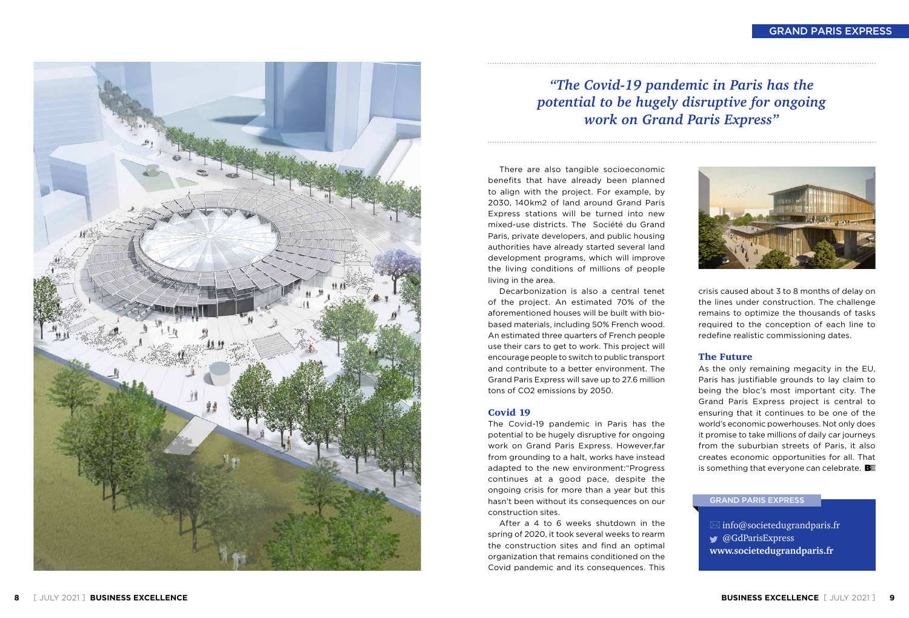*"The Covid-19 pandemic in Paris has the potential to be hugely disruptive for ongoing work on Grand Paris Express"*

There are also tangible socioeconomic benefits that have already been planned to align with the project. For example, by 2030, 140km2 of land around Grand Paris Express stations will be turned into new mixed-use districts. The Société du Grand Paris, private developers, and public housing authorities have already started several land development programs, which will improve the living conditions of millions of people living in the area.

Decarbonization is also a central tenet of the project. An estimated 70% of the aforementioned houses will be built with bio-based materials, including 50% French wood. An estimated three quarters of French people use their cars to get to work. This project will encourage people to switch to public transport and contribute to a better environment. The Grand Paris Express will save up to 27.6 million tons of CO2 emissions by 2050.

### Covid 19

The Covid-19 pandemic in Paris has the potential to be hugely disruptive for ongoing work on Grand Paris Express. However,far from grounding to a halt, works have instead adapted to the new environment:"Progress continues at a good pace, despite the ongoing crisis for more than a year but this hasn't been without its consequences on our construction sites.

After a 4 to 6 weeks shutdown in the spring of 2020, it took several weeks to rearm the construction sites and find an optimal organization that remains conditioned on the Covid pandemic and its consequences. This crisis caused about 3 to 8 months of delay on the lines under construction. The challenge remains to optimize the thousands of tasks required to the conception of each line to redefine realistic commissioning dates.

### The Future

As the only remaining megacity in the EU, Paris has justifiable grounds to lay claim to being the bloc's most important city. The Grand Paris Express project is central to ensuring that it continues to be one of the world's economic powerhouses. Not only does it promise to take millions of daily car journeys from the suburbian streets of Paris, it also creates economic opportunities for all. That is something that everyone can celebrate.

**GRAND PARIS EXPRESS**

info@societedugrandparis.fr
@GdParisExpress
**www.societedugrandparis.fr**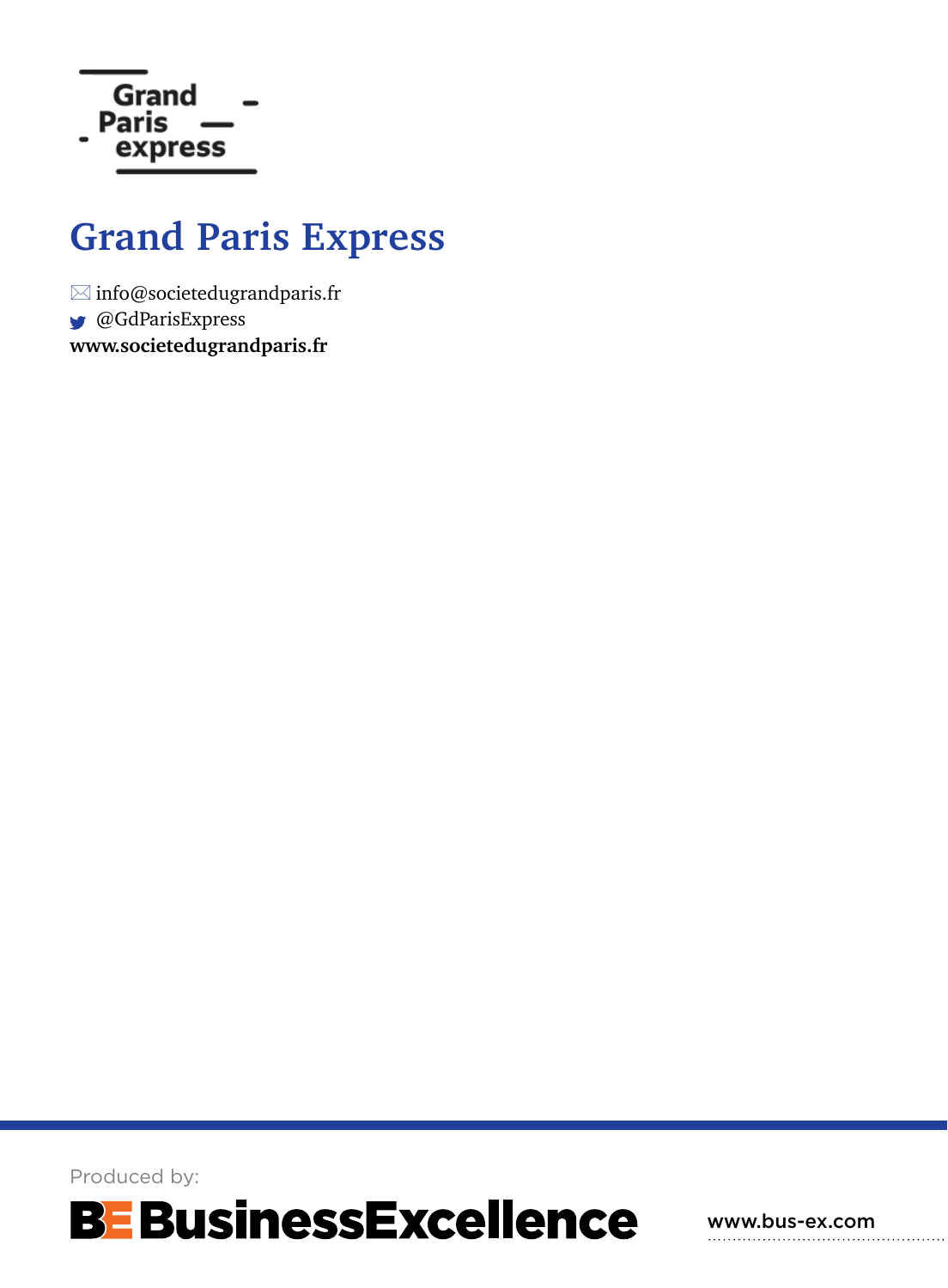Grand Paris express

# Grand Paris Express

info@societedugrandparis.fr
@GdParisExpress
**www.societedugrandparis.fr**

Produced by:

**BE BusinessExcellence**

www.bus-ex.com